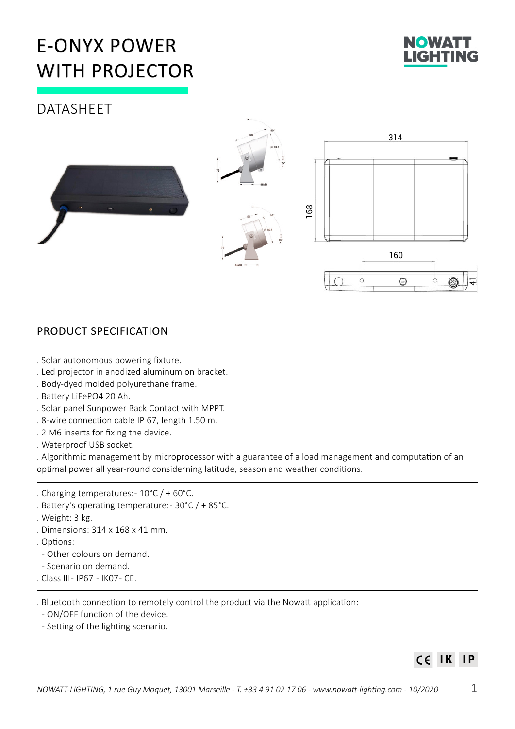# E-ONYX POWER WITH PROJECTOR

## DATASHEET

## PRODUCT SPECIFICATION

. Solar autonomous powering fixture.
. Led projector in anodized aluminum on bracket.
. Body-dyed molded polyurethane frame.
. Battery LiFePO4 20 Ah.
. Solar panel Sunpower Back Contact with MPPT.
. 8-wire connection cable IP 67, length 1.50 m.
. 2 M6 inserts for fixing the device.
. Waterproof USB socket.
. Algorithmic management by microprocessor with a guarantee of a load management and computation of an optimal power all year-round considerning latitude, season and weather conditions.

---

. Charging temperatures:- 10°C / + 60°C.
. Battery's operating temperature:- 30°C / + 85°C.
. Weight: 3 kg.
. Dimensions: 314 x 168 x 41 mm.
. Options:
 - Other colours on demand.
 - Scenario on demand.
. Class III- IP67 - IK07- CE.

---

. Bluetooth connection to remotely control the product via the Nowatt application:
 - ON/OFF function of the device.
 - Setting of the lighting scenario.

CE IK IP

*NOWATT-LIGHTING, 1 rue Guy Moquet, 13001 Marseille - T. +33 4 91 02 17 06 - www.nowatt-lighting.com - 10/2020*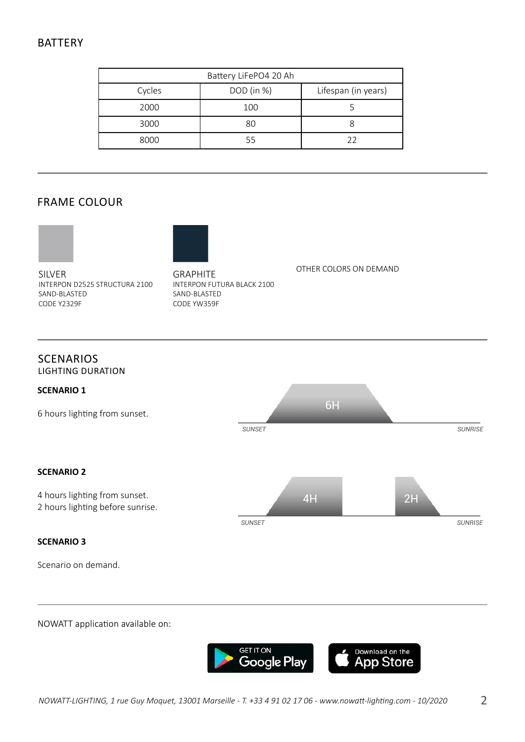## BATTERY

| Battery LiFePO4 20 Ah | | |
|---|---|---|
| Cycles | DOD (in %) | Lifespan (in years) |
| 2000 | 100 | 5 |
| 3000 | 80 | 8 |
| 8000 | 55 | 22 |

## FRAME COLOUR

SILVER
INTERPON D2525 STRUCTURA 2100
SAND-BLASTED
CODE Y2329F

GRAPHITE
INTERPON FUTURA BLACK 2100
SAND-BLASTED
CODE YW359F

OTHER COLORS ON DEMAND

## SCENARIOS

LIGHTING DURATION

**SCENARIO 1**

6 hours lighting from sunset.

6H

*SUNSET* *SUNRISE*

**SCENARIO 2**

4 hours lighting from sunset.
2 hours lighting before sunrise.

4H 2H

*SUNSET* *SUNRISE*

**SCENARIO 3**

Scenario on demand.

NOWATT application available on:

GET IT ON Google Play

Download on the App Store

*NOWATT-LIGHTING, 1 rue Guy Moquet, 13001 Marseille - T. +33 4 91 02 17 06 - www.nowatt-lighting.com - 10/2020*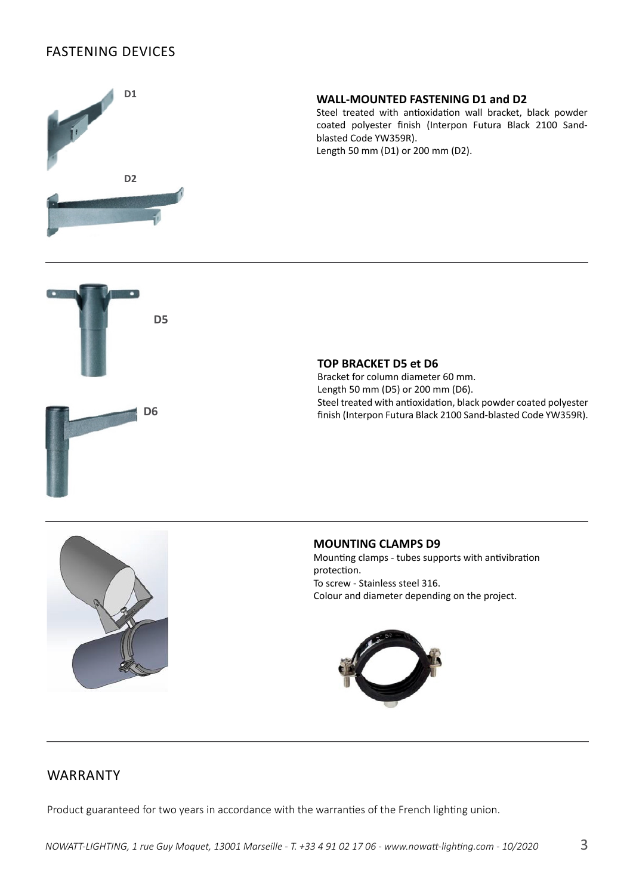## FASTENING DEVICES

D1

D2

### WALL-MOUNTED FASTENING D1 and D2

Steel treated with antioxidation wall bracket, black powder coated polyester finish (Interpon Futura Black 2100 Sand-blasted Code YW359R).
Length 50 mm (D1) or 200 mm (D2).

D5

D6

### TOP BRACKET D5 et D6

Bracket for column diameter 60 mm.
Length 50 mm (D5) or 200 mm (D6).
Steel treated with antioxidation, black powder coated polyester finish (Interpon Futura Black 2100 Sand-blasted Code YW359R).

### MOUNTING CLAMPS D9

Mounting clamps - tubes supports with antivibration protection.
To screw - Stainless steel 316.
Colour and diameter depending on the project.

## WARRANTY

Product guaranteed for two years in accordance with the warranties of the French lighting union.

*NOWATT-LIGHTING, 1 rue Guy Moquet, 13001 Marseille - T. +33 4 91 02 17 06 - www.nowatt-lighting.com - 10/2020*